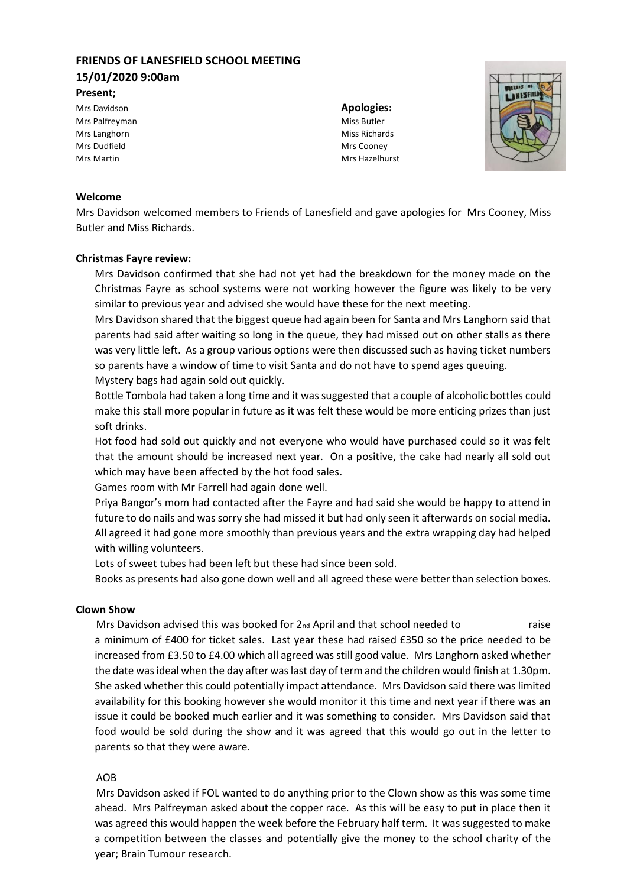# FRIENDS OF LANESFIELD SCHOOL MEETING

## 15/01/2020 9:00am

**Present;**

Mrs Davidson
Mrs Palfreyman
Mrs Langhorn
Mrs Dudfield
Mrs Martin

**Apologies:**

Miss Butler
Miss Richards
Mrs Cooney
Mrs Hazelhurst

### Welcome

Mrs Davidson welcomed members to Friends of Lanesfield and gave apologies for Mrs Cooney, Miss Butler and Miss Richards.

### Christmas Fayre review:

Mrs Davidson confirmed that she had not yet had the breakdown for the money made on the Christmas Fayre as school systems were not working however the figure was likely to be very similar to previous year and advised she would have these for the next meeting.

Mrs Davidson shared that the biggest queue had again been for Santa and Mrs Langhorn said that parents had said after waiting so long in the queue, they had missed out on other stalls as there was very little left. As a group various options were then discussed such as having ticket numbers so parents have a window of time to visit Santa and do not have to spend ages queuing.

Mystery bags had again sold out quickly.

Bottle Tombola had taken a long time and it was suggested that a couple of alcoholic bottles could make this stall more popular in future as it was felt these would be more enticing prizes than just soft drinks.

Hot food had sold out quickly and not everyone who would have purchased could so it was felt that the amount should be increased next year. On a positive, the cake had nearly all sold out which may have been affected by the hot food sales.

Games room with Mr Farrell had again done well.

Priya Bangor's mom had contacted after the Fayre and had said she would be happy to attend in future to do nails and was sorry she had missed it but had only seen it afterwards on social media.

All agreed it had gone more smoothly than previous years and the extra wrapping day had helped with willing volunteers.

Lots of sweet tubes had been left but these had since been sold.

Books as presents had also gone down well and all agreed these were better than selection boxes.

### Clown Show

Mrs Davidson advised this was booked for 2nd April and that school needed to raise a minimum of £400 for ticket sales. Last year these had raised £350 so the price needed to be increased from £3.50 to £4.00 which all agreed was still good value. Mrs Langhorn asked whether the date was ideal when the day after was last day of term and the children would finish at 1.30pm. She asked whether this could potentially impact attendance. Mrs Davidson said there was limited availability for this booking however she would monitor it this time and next year if there was an issue it could be booked much earlier and it was something to consider. Mrs Davidson said that food would be sold during the show and it was agreed that this would go out in the letter to parents so that they were aware.

AOB

Mrs Davidson asked if FOL wanted to do anything prior to the Clown show as this was some time ahead. Mrs Palfreyman asked about the copper race. As this will be easy to put in place then it was agreed this would happen the week before the February half term. It was suggested to make a competition between the classes and potentially give the money to the school charity of the year; Brain Tumour research.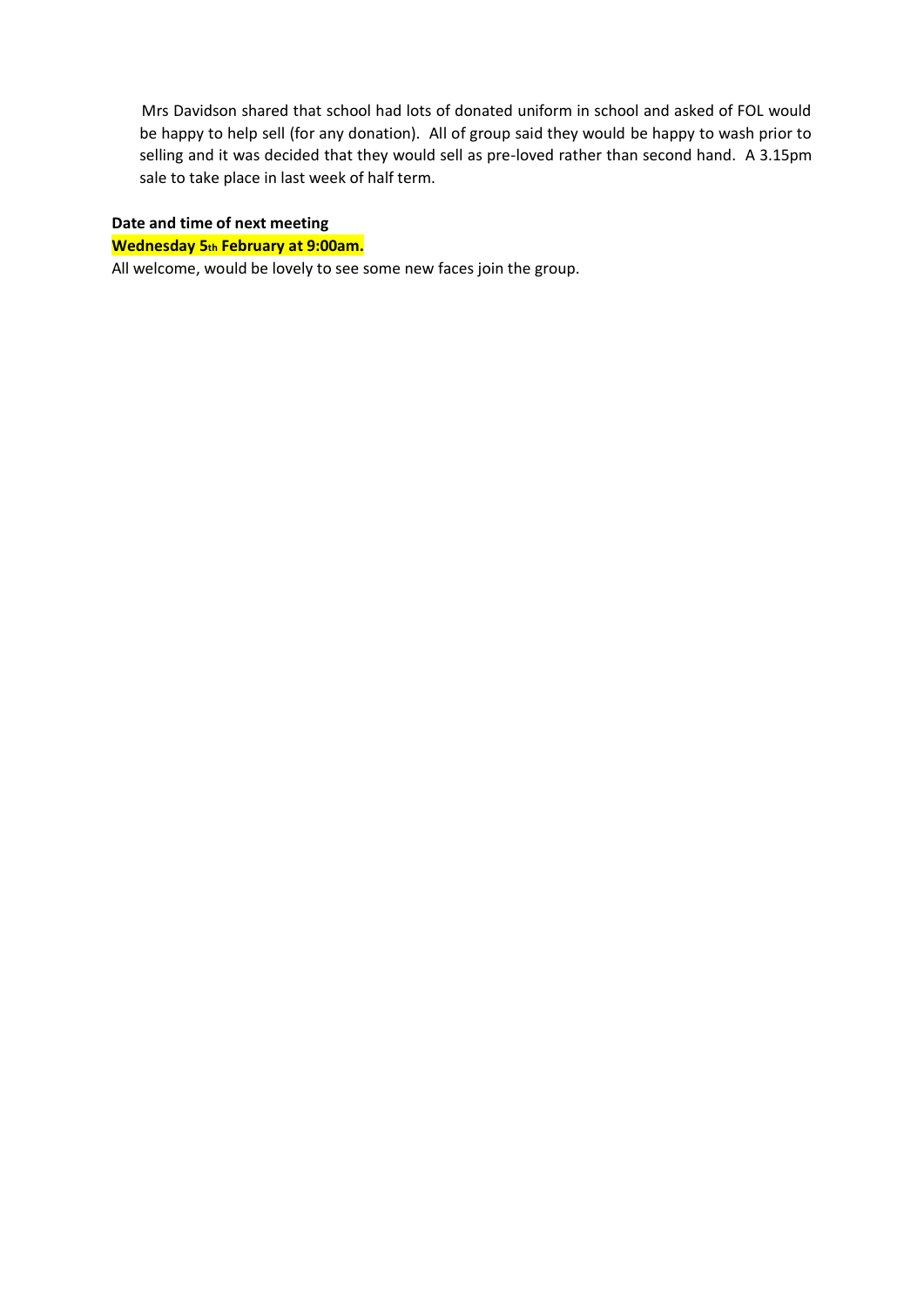Mrs Davidson shared that school had lots of donated uniform in school and asked of FOL would be happy to help sell (for any donation). All of group said they would be happy to wash prior to selling and it was decided that they would sell as pre-loved rather than second hand. A 3.15pm sale to take place in last week of half term.

**Date and time of next meeting**

**Wednesday 5th February at 9:00am.**

All welcome, would be lovely to see some new faces join the group.